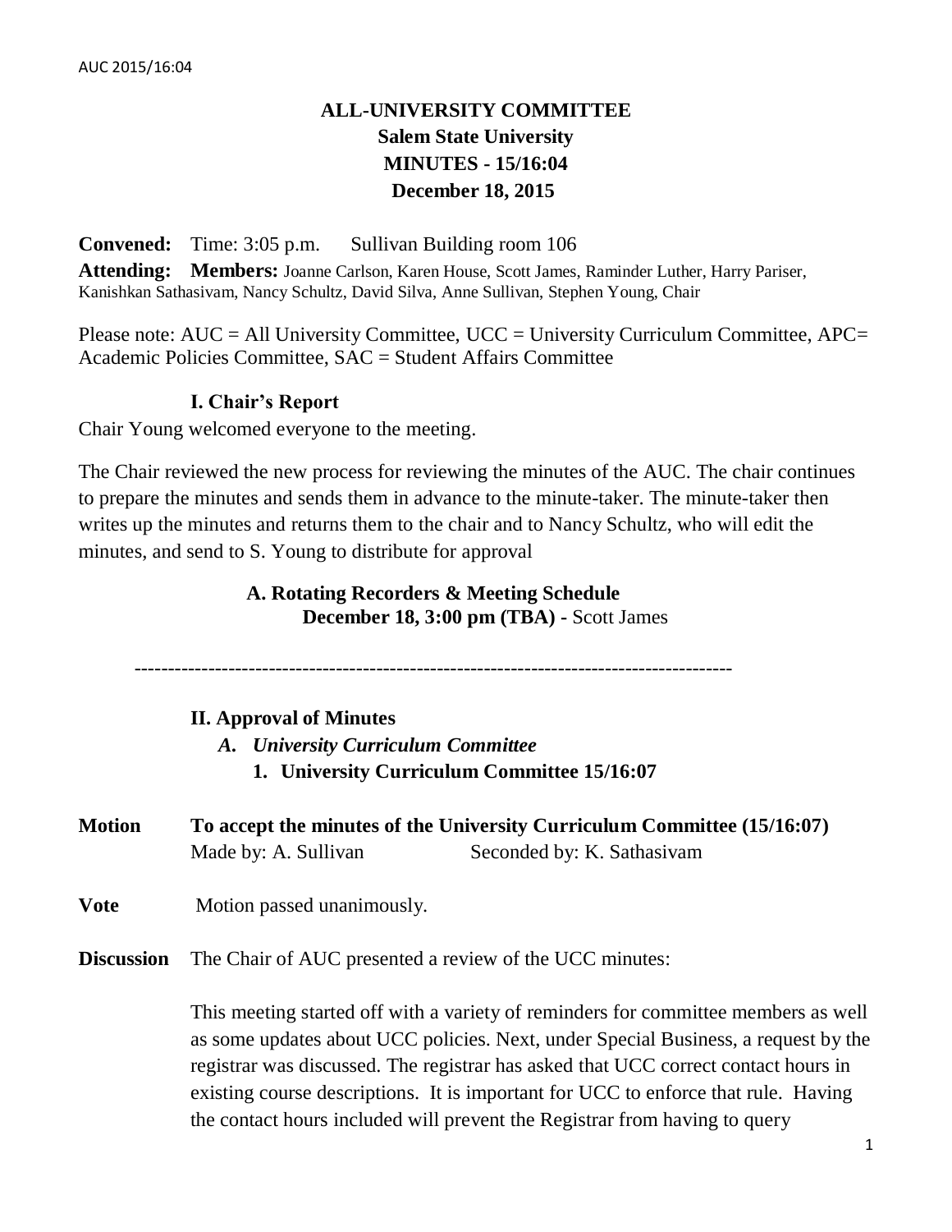# ALL-UNIVERSITY COMMITTEE
## Salem State University
## MINUTES - 15/16:04
## December 18, 2015

**Convened:** Time: 3:05 p.m. Sullivan Building room 106

**Attending: Members:** Joanne Carlson, Karen House, Scott James, Raminder Luther, Harry Pariser, Kanishkan Sathasivam, Nancy Schultz, David Silva, Anne Sullivan, Stephen Young, Chair

Please note: AUC = All University Committee, UCC = University Curriculum Committee, APC= Academic Policies Committee, SAC = Student Affairs Committee

### I. Chair's Report

Chair Young welcomed everyone to the meeting.

The Chair reviewed the new process for reviewing the minutes of the AUC. The chair continues to prepare the minutes and sends them in advance to the minute-taker. The minute-taker then writes up the minutes and returns them to the chair and to Nancy Schultz, who will edit the minutes, and send to S. Young to distribute for approval

**A. Rotating Recorders & Meeting Schedule**
**December 18, 3:00 pm (TBA) -** Scott James

---

### II. Approval of Minutes

*A. University Curriculum Committee*

1. **University Curriculum Committee 15/16:07**

**Motion** **To accept the minutes of the University Curriculum Committee (15/16:07)**
Made by: A. Sullivan Seconded by: K. Sathasivam

**Vote** Motion passed unanimously.

**Discussion** The Chair of AUC presented a review of the UCC minutes:

This meeting started off with a variety of reminders for committee members as well as some updates about UCC policies. Next, under Special Business, a request by the registrar was discussed. The registrar has asked that UCC correct contact hours in existing course descriptions. It is important for UCC to enforce that rule. Having the contact hours included will prevent the Registrar from having to query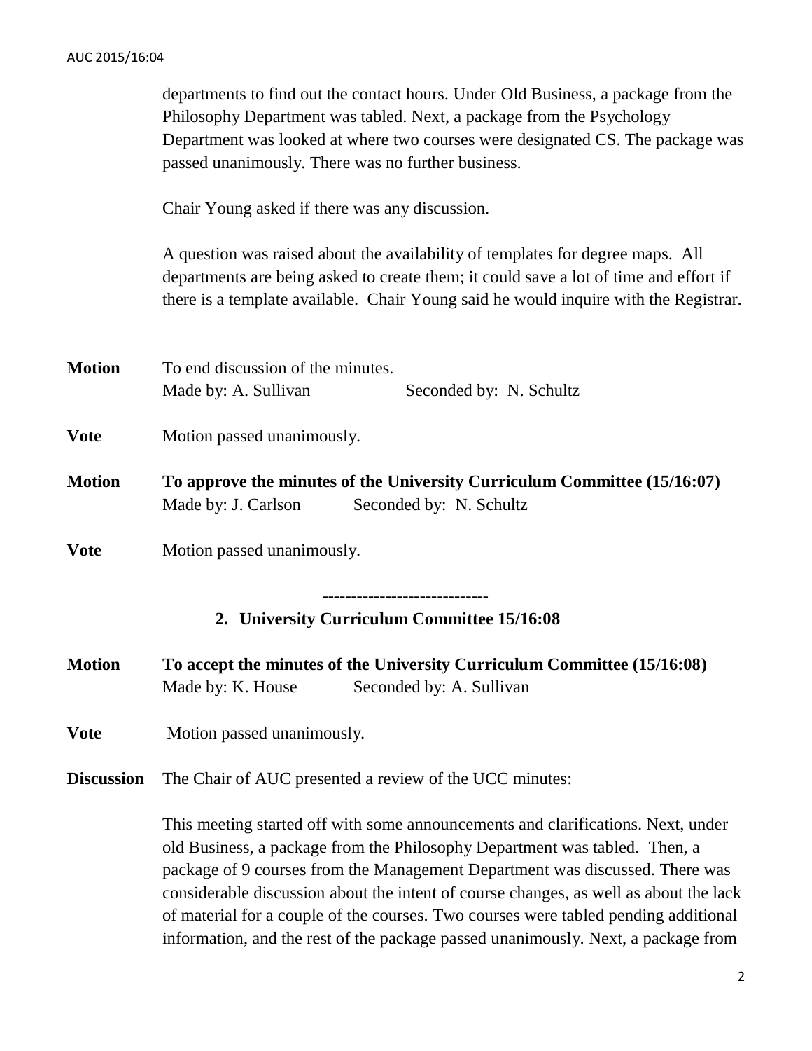departments to find out the contact hours. Under Old Business, a package from the Philosophy Department was tabled. Next, a package from the Psychology Department was looked at where two courses were designated CS. The package was passed unanimously. There was no further business.

Chair Young asked if there was any discussion.

A question was raised about the availability of templates for degree maps. All departments are being asked to create them; it could save a lot of time and effort if there is a template available. Chair Young said he would inquire with the Registrar.

**Motion** To end discussion of the minutes.
Made by: A. Sullivan Seconded by: N. Schultz

**Vote** Motion passed unanimously.

**Motion** **To approve the minutes of the University Curriculum Committee (15/16:07)**
Made by: J. Carlson Seconded by: N. Schultz

**Vote** Motion passed unanimously.

-----------------------------

## 2. University Curriculum Committee 15/16:08

**Motion** **To accept the minutes of the University Curriculum Committee (15/16:08)**
Made by: K. House Seconded by: A. Sullivan

**Vote** Motion passed unanimously.

**Discussion** The Chair of AUC presented a review of the UCC minutes:

This meeting started off with some announcements and clarifications. Next, under old Business, a package from the Philosophy Department was tabled. Then, a package of 9 courses from the Management Department was discussed. There was considerable discussion about the intent of course changes, as well as about the lack of material for a couple of the courses. Two courses were tabled pending additional information, and the rest of the package passed unanimously. Next, a package from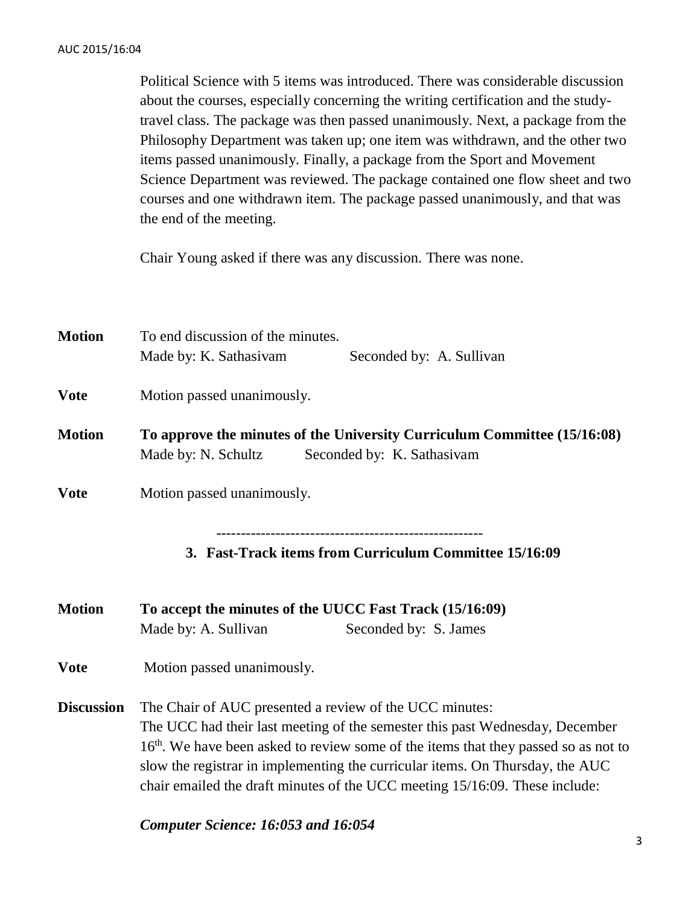Political Science with 5 items was introduced. There was considerable discussion about the courses, especially concerning the writing certification and the study-travel class. The package was then passed unanimously. Next, a package from the Philosophy Department was taken up; one item was withdrawn, and the other two items passed unanimously. Finally, a package from the Sport and Movement Science Department was reviewed. The package contained one flow sheet and two courses and one withdrawn item. The package passed unanimously, and that was the end of the meeting.

Chair Young asked if there was any discussion. There was none.

**Motion** To end discussion of the minutes.
Made by: K. Sathasivam Seconded by: A. Sullivan

**Vote** Motion passed unanimously.

**Motion** **To approve the minutes of the University Curriculum Committee (15/16:08)**
Made by: N. Schultz Seconded by: K. Sathasivam

**Vote** Motion passed unanimously.

---

### 3. Fast-Track items from Curriculum Committee 15/16:09

**Motion** **To accept the minutes of the UUCC Fast Track (15/16:09)**
Made by: A. Sullivan Seconded by: S. James

**Vote** Motion passed unanimously.

**Discussion** The Chair of AUC presented a review of the UCC minutes:
The UCC had their last meeting of the semester this past Wednesday, December 16th. We have been asked to review some of the items that they passed so as not to slow the registrar in implementing the curricular items. On Thursday, the AUC chair emailed the draft minutes of the UCC meeting 15/16:09. These include:

***Computer Science: 16:053 and 16:054***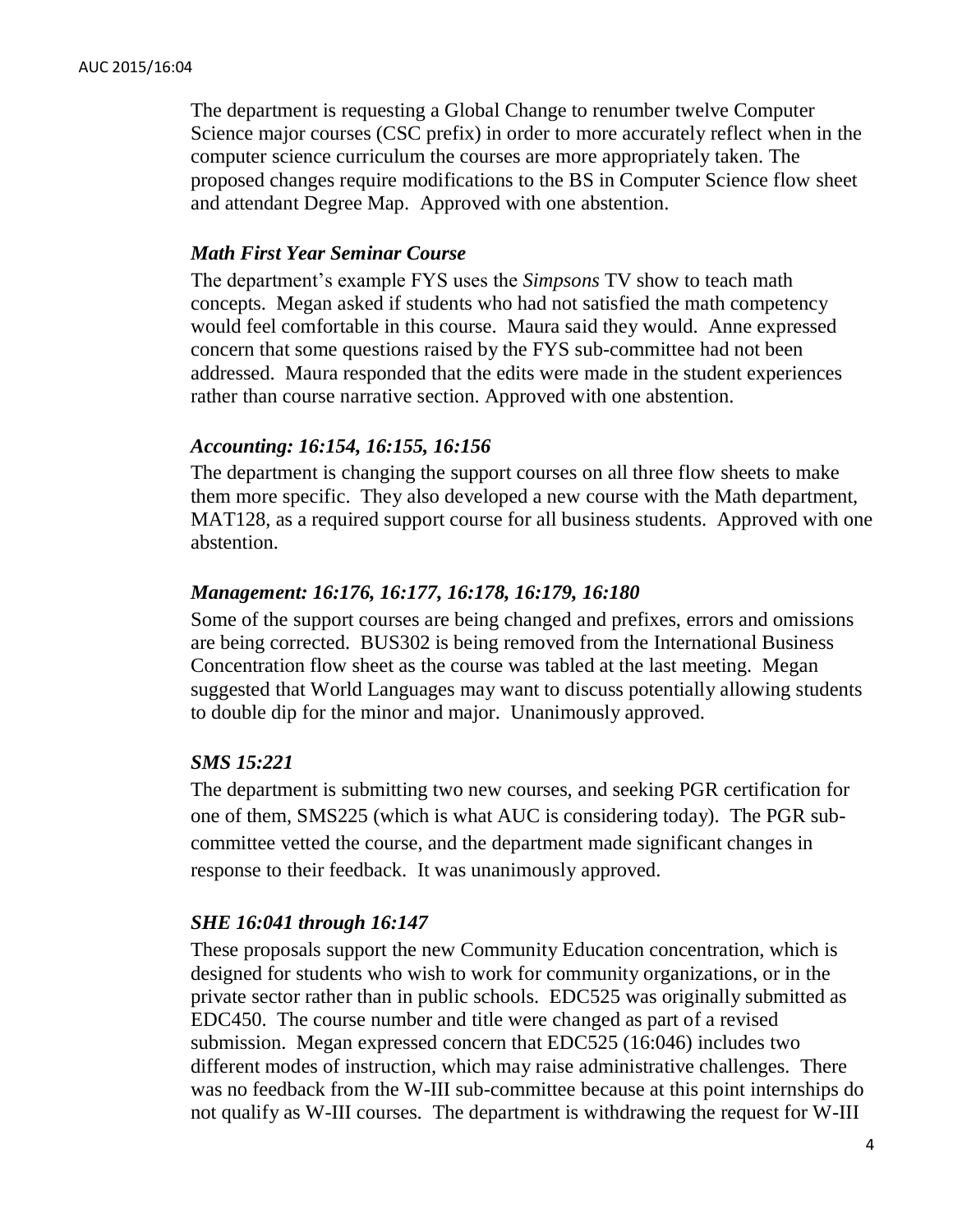The department is requesting a Global Change to renumber twelve Computer Science major courses (CSC prefix) in order to more accurately reflect when in the computer science curriculum the courses are more appropriately taken. The proposed changes require modifications to the BS in Computer Science flow sheet and attendant Degree Map. Approved with one abstention.

***Math First Year Seminar Course***

The department's example FYS uses the *Simpsons* TV show to teach math concepts. Megan asked if students who had not satisfied the math competency would feel comfortable in this course. Maura said they would. Anne expressed concern that some questions raised by the FYS sub-committee had not been addressed. Maura responded that the edits were made in the student experiences rather than course narrative section. Approved with one abstention.

***Accounting: 16:154, 16:155, 16:156***

The department is changing the support courses on all three flow sheets to make them more specific. They also developed a new course with the Math department, MAT128, as a required support course for all business students. Approved with one abstention.

***Management: 16:176, 16:177, 16:178, 16:179, 16:180***

Some of the support courses are being changed and prefixes, errors and omissions are being corrected. BUS302 is being removed from the International Business Concentration flow sheet as the course was tabled at the last meeting. Megan suggested that World Languages may want to discuss potentially allowing students to double dip for the minor and major. Unanimously approved.

***SMS 15:221***

The department is submitting two new courses, and seeking PGR certification for one of them, SMS225 (which is what AUC is considering today). The PGR sub-committee vetted the course, and the department made significant changes in response to their feedback. It was unanimously approved.

***SHE 16:041 through 16:147***

These proposals support the new Community Education concentration, which is designed for students who wish to work for community organizations, or in the private sector rather than in public schools. EDC525 was originally submitted as EDC450. The course number and title were changed as part of a revised submission. Megan expressed concern that EDC525 (16:046) includes two different modes of instruction, which may raise administrative challenges. There was no feedback from the W-III sub-committee because at this point internships do not qualify as W-III courses. The department is withdrawing the request for W-III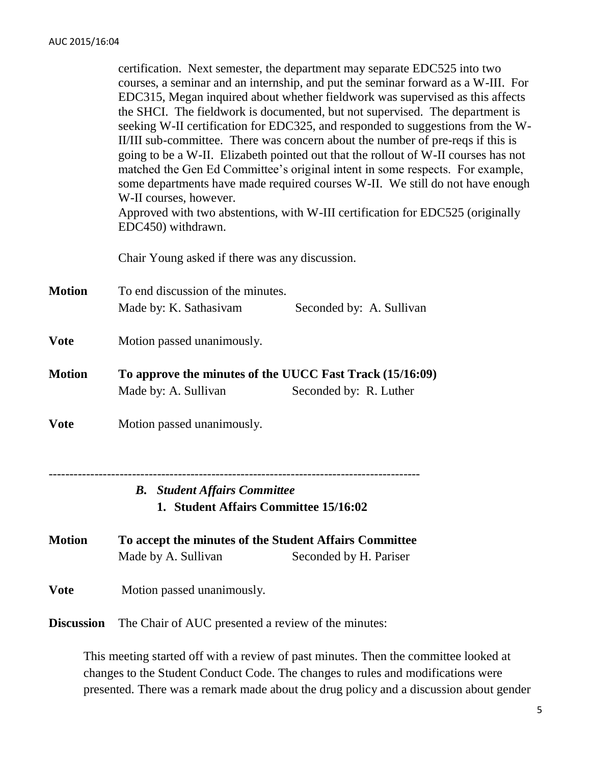certification. Next semester, the department may separate EDC525 into two courses, a seminar and an internship, and put the seminar forward as a W-III. For EDC315, Megan inquired about whether fieldwork was supervised as this affects the SHCI. The fieldwork is documented, but not supervised. The department is seeking W-II certification for EDC325, and responded to suggestions from the W-II/III sub-committee. There was concern about the number of pre-reqs if this is going to be a W-II. Elizabeth pointed out that the rollout of W-II courses has not matched the Gen Ed Committee's original intent in some respects. For example, some departments have made required courses W-II. We still do not have enough W-II courses, however.
Approved with two abstentions, with W-III certification for EDC525 (originally EDC450) withdrawn.

Chair Young asked if there was any discussion.

**Motion** To end discussion of the minutes.
Made by: K. Sathasivam Seconded by: A. Sullivan

**Vote** Motion passed unanimously.

**Motion** **To approve the minutes of the UUCC Fast Track (15/16:09)**
Made by: A. Sullivan Seconded by: R. Luther

**Vote** Motion passed unanimously.

---

### *B. Student Affairs Committee*

#### 1. Student Affairs Committee 15/16:02

**Motion** **To accept the minutes of the Student Affairs Committee**
Made by A. Sullivan Seconded by H. Pariser

**Vote** Motion passed unanimously.

**Discussion** The Chair of AUC presented a review of the minutes:

This meeting started off with a review of past minutes. Then the committee looked at changes to the Student Conduct Code. The changes to rules and modifications were presented. There was a remark made about the drug policy and a discussion about gender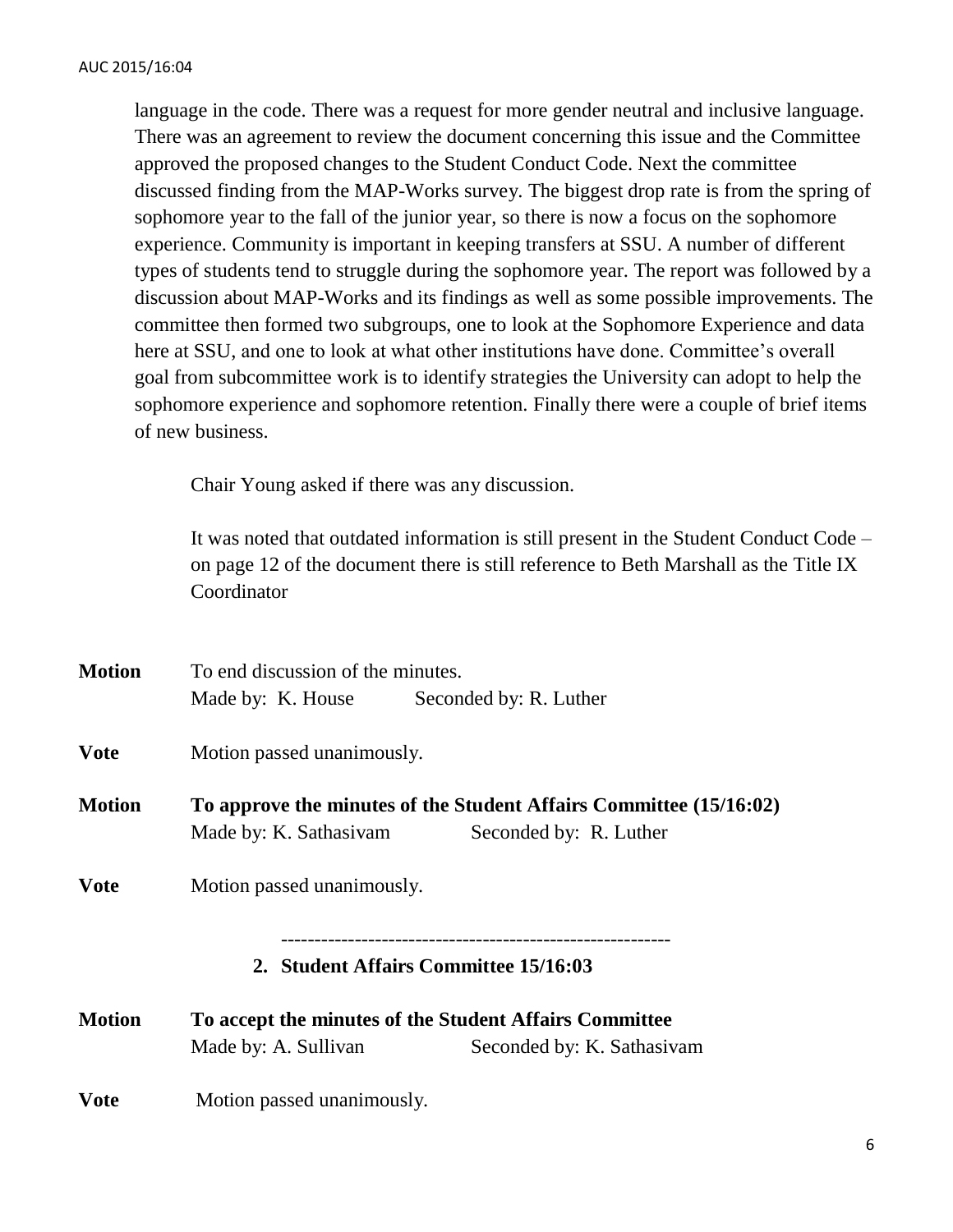language in the code. There was a request for more gender neutral and inclusive language. There was an agreement to review the document concerning this issue and the Committee approved the proposed changes to the Student Conduct Code. Next the committee discussed finding from the MAP-Works survey. The biggest drop rate is from the spring of sophomore year to the fall of the junior year, so there is now a focus on the sophomore experience. Community is important in keeping transfers at SSU. A number of different types of students tend to struggle during the sophomore year. The report was followed by a discussion about MAP-Works and its findings as well as some possible improvements. The committee then formed two subgroups, one to look at the Sophomore Experience and data here at SSU, and one to look at what other institutions have done. Committee's overall goal from subcommittee work is to identify strategies the University can adopt to help the sophomore experience and sophomore retention. Finally there were a couple of brief items of new business.

Chair Young asked if there was any discussion.

It was noted that outdated information is still present in the Student Conduct Code – on page 12 of the document there is still reference to Beth Marshall as the Title IX Coordinator

**Motion** To end discussion of the minutes.
Made by: K. House Seconded by: R. Luther

**Vote** Motion passed unanimously.

**Motion** **To approve the minutes of the Student Affairs Committee (15/16:02)**
Made by: K. Sathasivam Seconded by: R. Luther

**Vote** Motion passed unanimously.

---

**2. Student Affairs Committee 15/16:03**

**Motion** **To accept the minutes of the Student Affairs Committee**
Made by: A. Sullivan Seconded by: K. Sathasivam

**Vote** Motion passed unanimously.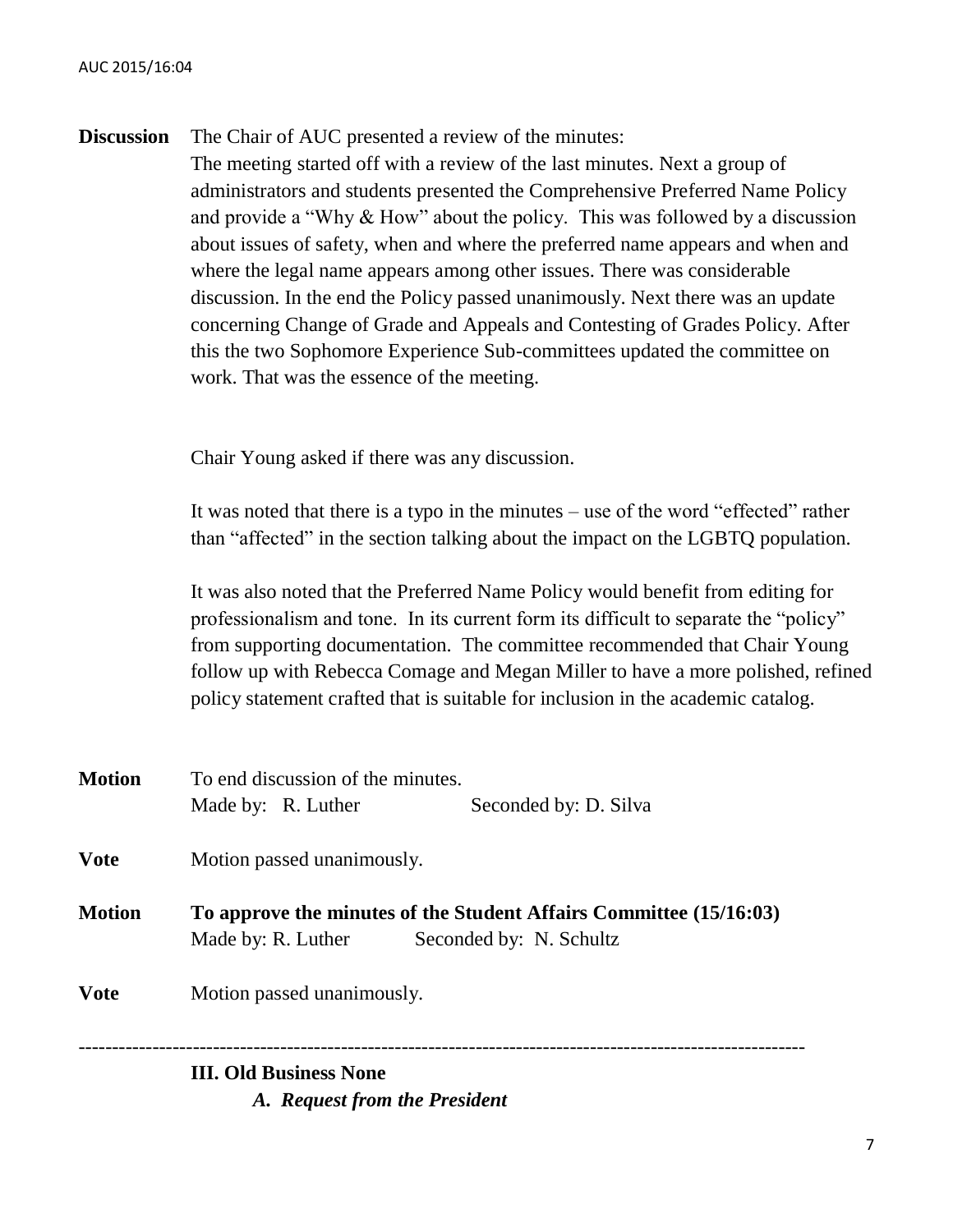**Discussion** The Chair of AUC presented a review of the minutes:

The meeting started off with a review of the last minutes. Next a group of administrators and students presented the Comprehensive Preferred Name Policy and provide a "Why & How" about the policy. This was followed by a discussion about issues of safety, when and where the preferred name appears and when and where the legal name appears among other issues. There was considerable discussion. In the end the Policy passed unanimously. Next there was an update concerning Change of Grade and Appeals and Contesting of Grades Policy. After this the two Sophomore Experience Sub-committees updated the committee on work. That was the essence of the meeting.

Chair Young asked if there was any discussion.

It was noted that there is a typo in the minutes – use of the word "effected" rather than "affected" in the section talking about the impact on the LGBTQ population.

It was also noted that the Preferred Name Policy would benefit from editing for professionalism and tone. In its current form its difficult to separate the "policy" from supporting documentation. The committee recommended that Chair Young follow up with Rebecca Comage and Megan Miller to have a more polished, refined policy statement crafted that is suitable for inclusion in the academic catalog.

**Motion** To end discussion of the minutes.
Made by: R. Luther Seconded by: D. Silva

**Vote** Motion passed unanimously.

**Motion** **To approve the minutes of the Student Affairs Committee (15/16:03)**
Made by: R. Luther Seconded by: N. Schultz

**Vote** Motion passed unanimously.

---

**III. Old Business None**

***A. Request from the President***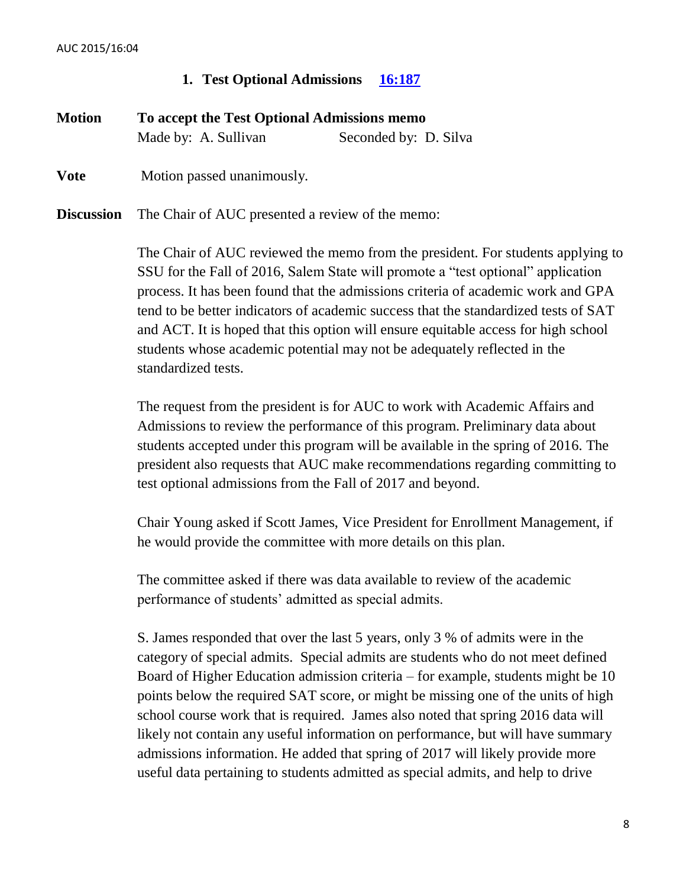### 1. Test Optional Admissions [16:187]

**Motion** **To accept the Test Optional Admissions memo**
Made by: A. Sullivan Seconded by: D. Silva

**Vote** Motion passed unanimously.

**Discussion** The Chair of AUC presented a review of the memo:

The Chair of AUC reviewed the memo from the president. For students applying to SSU for the Fall of 2016, Salem State will promote a "test optional" application process. It has been found that the admissions criteria of academic work and GPA tend to be better indicators of academic success that the standardized tests of SAT and ACT. It is hoped that this option will ensure equitable access for high school students whose academic potential may not be adequately reflected in the standardized tests.

The request from the president is for AUC to work with Academic Affairs and Admissions to review the performance of this program. Preliminary data about students accepted under this program will be available in the spring of 2016. The president also requests that AUC make recommendations regarding committing to test optional admissions from the Fall of 2017 and beyond.

Chair Young asked if Scott James, Vice President for Enrollment Management, if he would provide the committee with more details on this plan.

The committee asked if there was data available to review of the academic performance of students' admitted as special admits.

S. James responded that over the last 5 years, only 3 % of admits were in the category of special admits. Special admits are students who do not meet defined Board of Higher Education admission criteria – for example, students might be 10 points below the required SAT score, or might be missing one of the units of high school course work that is required. James also noted that spring 2016 data will likely not contain any useful information on performance, but will have summary admissions information. He added that spring of 2017 will likely provide more useful data pertaining to students admitted as special admits, and help to drive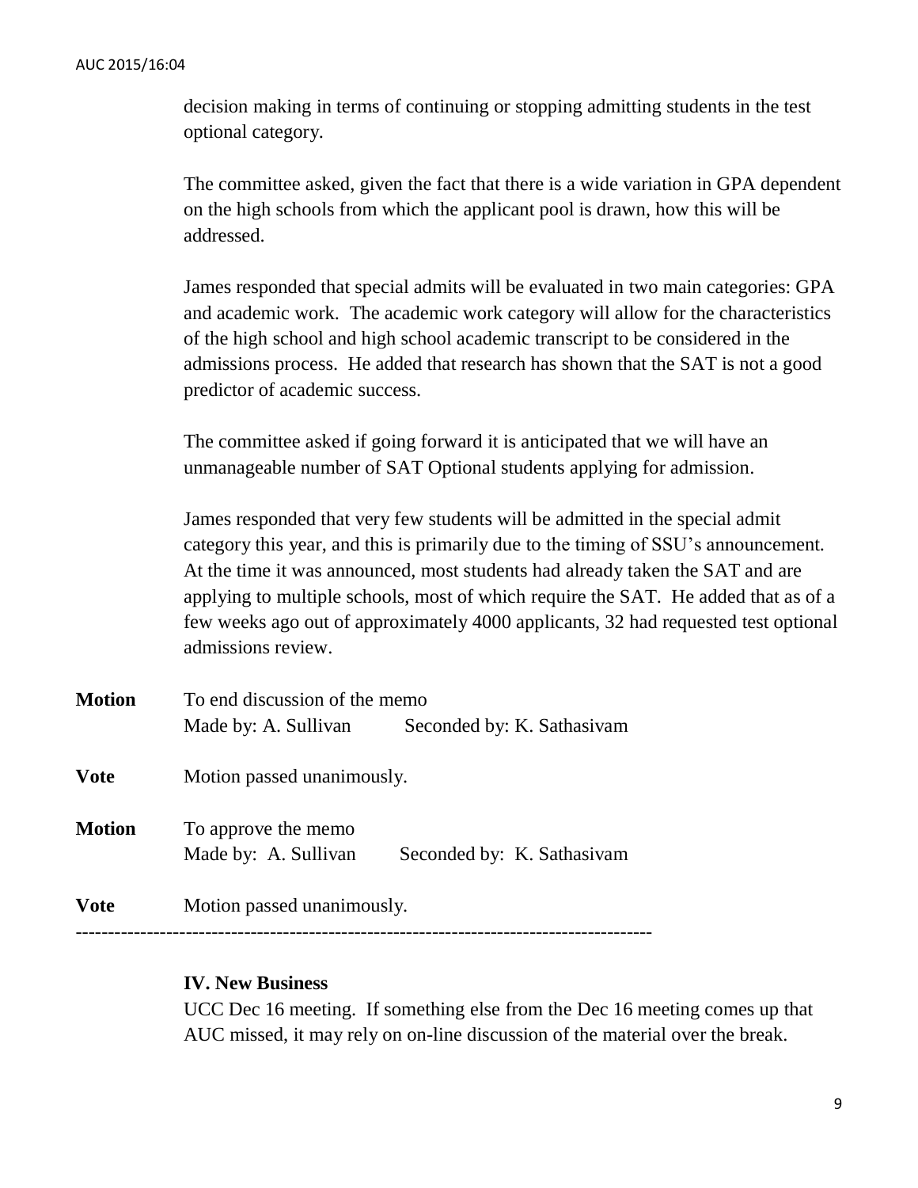decision making in terms of continuing or stopping admitting students in the test optional category.

The committee asked, given the fact that there is a wide variation in GPA dependent on the high schools from which the applicant pool is drawn, how this will be addressed.

James responded that special admits will be evaluated in two main categories: GPA and academic work. The academic work category will allow for the characteristics of the high school and high school academic transcript to be considered in the admissions process. He added that research has shown that the SAT is not a good predictor of academic success.

The committee asked if going forward it is anticipated that we will have an unmanageable number of SAT Optional students applying for admission.

James responded that very few students will be admitted in the special admit category this year, and this is primarily due to the timing of SSU's announcement. At the time it was announced, most students had already taken the SAT and are applying to multiple schools, most of which require the SAT. He added that as of a few weeks ago out of approximately 4000 applicants, 32 had requested test optional admissions review.

**Motion** To end discussion of the memo
Made by: A. Sullivan Seconded by: K. Sathasivam

**Vote** Motion passed unanimously.

**Motion** To approve the memo
Made by: A. Sullivan Seconded by: K. Sathasivam

**Vote** Motion passed unanimously.

---

**IV. New Business**

UCC Dec 16 meeting. If something else from the Dec 16 meeting comes up that AUC missed, it may rely on on-line discussion of the material over the break.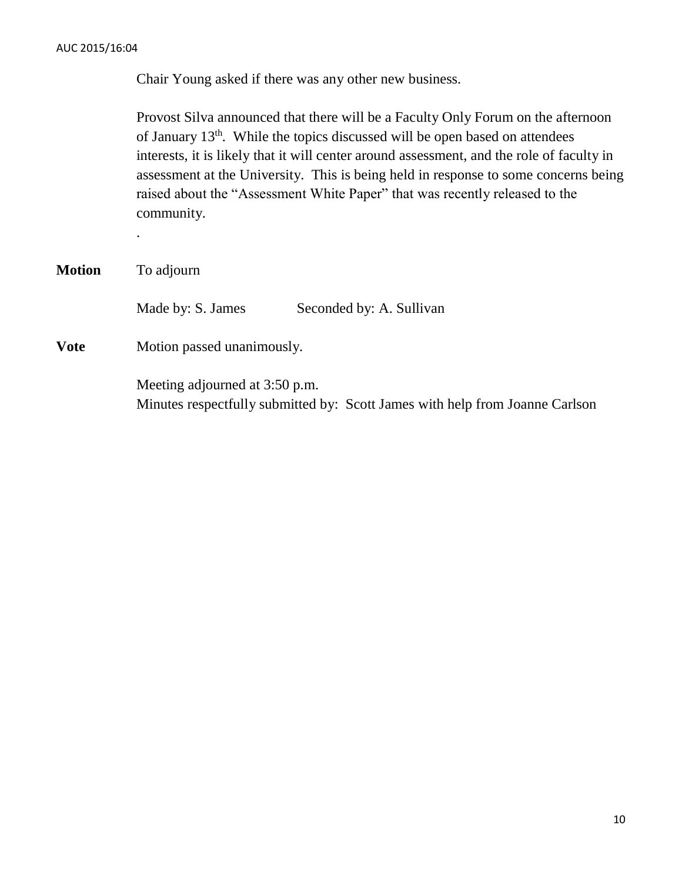Chair Young asked if there was any other new business.

Provost Silva announced that there will be a Faculty Only Forum on the afternoon of January 13th. While the topics discussed will be open based on attendees interests, it is likely that it will center around assessment, and the role of faculty in assessment at the University. This is being held in response to some concerns being raised about the "Assessment White Paper" that was recently released to the community.

.

**Motion** To adjourn

Made by: S. James Seconded by: A. Sullivan

**Vote** Motion passed unanimously.

Meeting adjourned at 3:50 p.m.
Minutes respectfully submitted by: Scott James with help from Joanne Carlson